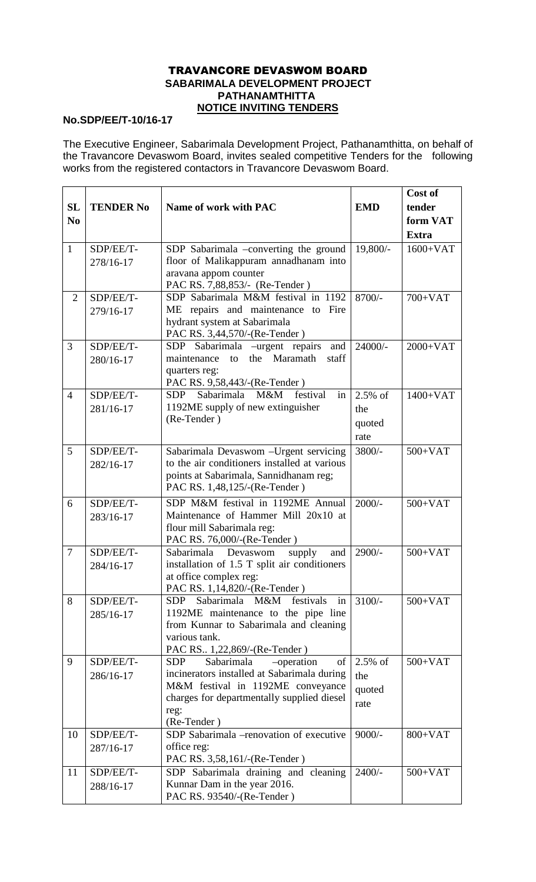# TRAVANCORE DEVASWOM BOARD

## SABARIMALA DEVELOPMENT PROJECT

## PATHANAMTHITTA

## NOTICE INVITING TENDERS

**No.SDP/EE/T-10/16-17**

The Executive Engineer, Sabarimala Development Project, Pathanamthitta, on behalf of the Travancore Devaswom Board, invites sealed competitive Tenders for the following works from the registered contactors in Travancore Devaswom Board.

| SL No | TENDER No | Name of work with PAC | EMD | Cost of tender form VAT Extra |
|---|---|---|---|---|
| 1 | SDP/EE/T-278/16-17 | SDP Sabarimala –converting the ground floor of Malikappuram annadhanam into aravana appom counter PAC RS. 7,88,853/- (Re-Tender ) | 19,800/- | 1600+VAT |
| 2 | SDP/EE/T-279/16-17 | SDP Sabarimala M&M festival in 1192 ME repairs and maintenance to Fire hydrant system at Sabarimala PAC RS. 3,44,570/-(Re-Tender ) | 8700/- | 700+VAT |
| 3 | SDP/EE/T-280/16-17 | SDP Sabarimala –urgent repairs and maintenance to the Maramath staff quarters reg: PAC RS. 9,58,443/-(Re-Tender ) | 24000/- | 2000+VAT |
| 4 | SDP/EE/T-281/16-17 | SDP Sabarimala M&M festival in 1192ME supply of new extinguisher (Re-Tender ) | 2.5% of the quoted rate | 1400+VAT |
| 5 | SDP/EE/T-282/16-17 | Sabarimala Devaswom –Urgent servicing to the air conditioners installed at various points at Sabarimala, Sannidhanam reg; PAC RS. 1,48,125/-(Re-Tender ) | 3800/- | 500+VAT |
| 6 | SDP/EE/T-283/16-17 | SDP M&M festival in 1192ME Annual Maintenance of Hammer Mill 20x10 at flour mill Sabarimala reg: PAC RS. 76,000/-(Re-Tender ) | 2000/- | 500+VAT |
| 7 | SDP/EE/T-284/16-17 | Sabarimala Devaswom supply and installation of 1.5 T split air conditioners at office complex reg: PAC RS. 1,14,820/-(Re-Tender ) | 2900/- | 500+VAT |
| 8 | SDP/EE/T-285/16-17 | SDP Sabarimala M&M festivals in 1192ME maintenance to the pipe line from Kunnar to Sabarimala and cleaning various tank. PAC RS.. 1,22,869/-(Re-Tender ) | 3100/- | 500+VAT |
| 9 | SDP/EE/T-286/16-17 | SDP Sabarimala –operation of incinerators installed at Sabarimala during M&M festival in 1192ME conveyance charges for departmentally supplied diesel reg: (Re-Tender ) | 2.5% of the quoted rate | 500+VAT |
| 10 | SDP/EE/T-287/16-17 | SDP Sabarimala –renovation of executive office reg: PAC RS. 3,58,161/-(Re-Tender ) | 9000/- | 800+VAT |
| 11 | SDP/EE/T-288/16-17 | SDP Sabarimala draining and cleaning Kunnar Dam in the year 2016. PAC RS. 93540/-(Re-Tender ) | 2400/- | 500+VAT |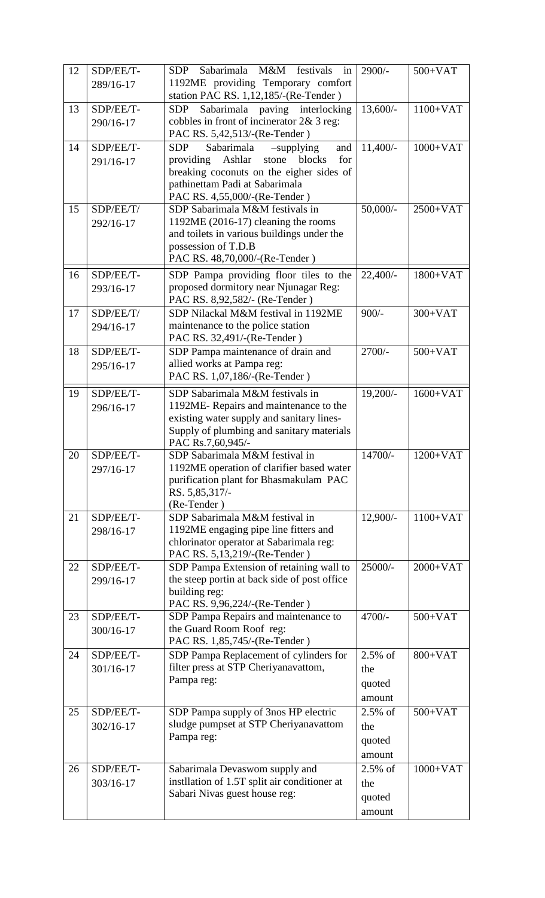| 12 | SDP/EE/T-289/16-17 | SDP Sabarimala M&M festivals in 1192ME providing Temporary comfort station PAC RS. 1,12,185/-(Re-Tender ) | 2900/- | 500+VAT |
|---|---|---|---|---|
| 13 | SDP/EE/T-290/16-17 | SDP Sabarimala paving interlocking cobbles in front of incinerator 2& 3 reg: PAC RS. 5,42,513/-(Re-Tender ) | 13,600/- | 1100+VAT |
| 14 | SDP/EE/T-291/16-17 | SDP Sabarimala –supplying and providing Ashlar stone blocks for breaking coconuts on the eigher sides of pathinettam Padi at Sabarimala PAC RS. 4,55,000/-(Re-Tender ) | 11,400/- | 1000+VAT |
| 15 | SDP/EE/T/292/16-17 | SDP Sabarimala M&M festivals in 1192ME (2016-17) cleaning the rooms and toilets in various buildings under the possession of T.D.B PAC RS. 48,70,000/-(Re-Tender ) | 50,000/- | 2500+VAT |
| 16 | SDP/EE/T-293/16-17 | SDP Pampa providing floor tiles to the proposed dormitory near Njunagar Reg: PAC RS. 8,92,582/- (Re-Tender ) | 22,400/- | 1800+VAT |
| 17 | SDP/EE/T/294/16-17 | SDP Nilackal M&M festival in 1192ME maintenance to the police station PAC RS. 32,491/-(Re-Tender ) | 900/- | 300+VAT |
| 18 | SDP/EE/T-295/16-17 | SDP Pampa maintenance of drain and allied works at Pampa reg: PAC RS. 1,07,186/-(Re-Tender ) | 2700/- | 500+VAT |
| 19 | SDP/EE/T-296/16-17 | SDP Sabarimala M&M festivals in 1192ME- Repairs and maintenance to the existing water supply and sanitary lines-Supply of plumbing and sanitary materials PAC Rs.7,60,945/- | 19,200/- | 1600+VAT |
| 20 | SDP/EE/T-297/16-17 | SDP Sabarimala M&M festival in 1192ME operation of clarifier based water purification plant for Bhasmakulam PAC RS. 5,85,317/- (Re-Tender ) | 14700/- | 1200+VAT |
| 21 | SDP/EE/T-298/16-17 | SDP Sabarimala M&M festival in 1192ME engaging pipe line fitters and chlorinator operator at Sabarimala reg: PAC RS. 5,13,219/-(Re-Tender ) | 12,900/- | 1100+VAT |
| 22 | SDP/EE/T-299/16-17 | SDP Pampa Extension of retaining wall to the steep portin at back side of post office building reg: PAC RS. 9,96,224/-(Re-Tender ) | 25000/- | 2000+VAT |
| 23 | SDP/EE/T-300/16-17 | SDP Pampa Repairs and maintenance to the Guard Room Roof reg: PAC RS. 1,85,745/-(Re-Tender ) | 4700/- | 500+VAT |
| 24 | SDP/EE/T-301/16-17 | SDP Pampa Replacement of cylinders for filter press at STP Cheriyanavattom, Pampa reg: | 2.5% of the quoted amount | 800+VAT |
| 25 | SDP/EE/T-302/16-17 | SDP Pampa supply of 3nos HP electric sludge pumpset at STP Cheriyanavattom Pampa reg: | 2.5% of the quoted amount | 500+VAT |
| 26 | SDP/EE/T-303/16-17 | Sabarimala Devaswom supply and instllation of 1.5T split air conditioner at Sabari Nivas guest house reg: | 2.5% of the quoted amount | 1000+VAT |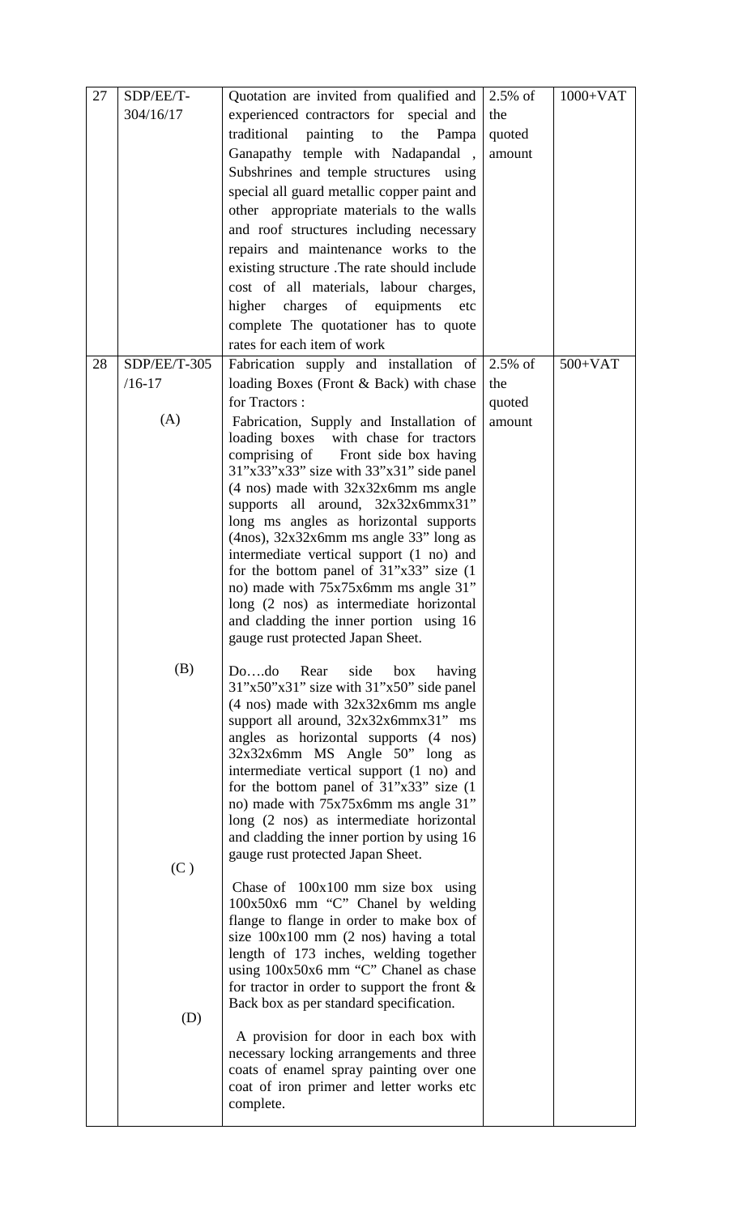| | | | | |
|---|---|---|---|---|
| 27 | SDP/EE/T-304/16/17 | Quotation are invited from qualified and experienced contractors for special and traditional painting to the Pampa Ganapathy temple with Nadapandal , Subshrines and temple structures using special all guard metallic copper paint and other appropriate materials to the walls and roof structures including necessary repairs and maintenance works to the existing structure .The rate should include cost of all materials, labour charges, higher charges of equipments etc complete The quotationer has to quote rates for each item of work | 2.5% of the quoted amount | 1000+VAT |
| 28 | SDP/EE/T-305 /16-17 | Fabrication supply and installation of loading Boxes (Front & Back) with chase for Tractors : | 2.5% of the quoted amount | 500+VAT |
| | (A) | Fabrication, Supply and Installation of loading boxes with chase for tractors comprising of Front side box having 31"x33"x33" size with 33"x31" side panel (4 nos) made with 32x32x6mm ms angle supports all around, 32x32x6mmx31" long ms angles as horizontal supports (4nos), 32x32x6mm ms angle 33" long as intermediate vertical support (1 no) and for the bottom panel of 31"x33" size (1 no) made with 75x75x6mm ms angle 31" long (2 nos) as intermediate horizontal and cladding the inner portion using 16 gauge rust protected Japan Sheet. | | |
| | (B) | Do….do Rear side box having 31"x50"x31" size with 31"x50" side panel (4 nos) made with 32x32x6mm ms angle support all around, 32x32x6mmx31" ms angles as horizontal supports (4 nos) 32x32x6mm MS Angle 50" long as intermediate vertical support (1 no) and for the bottom panel of 31"x33" size (1 no) made with 75x75x6mm ms angle 31" long (2 nos) as intermediate horizontal and cladding the inner portion by using 16 gauge rust protected Japan Sheet. | | |
| | (C ) | Chase of 100x100 mm size box using 100x50x6 mm "C" Chanel by welding flange to flange in order to make box of size 100x100 mm (2 nos) having a total length of 173 inches, welding together using 100x50x6 mm "C" Chanel as chase for tractor in order to support the front & Back box as per standard specification. | | |
| | (D) | A provision for door in each box with necessary locking arrangements and three coats of enamel spray painting over one coat of iron primer and letter works etc complete. | | |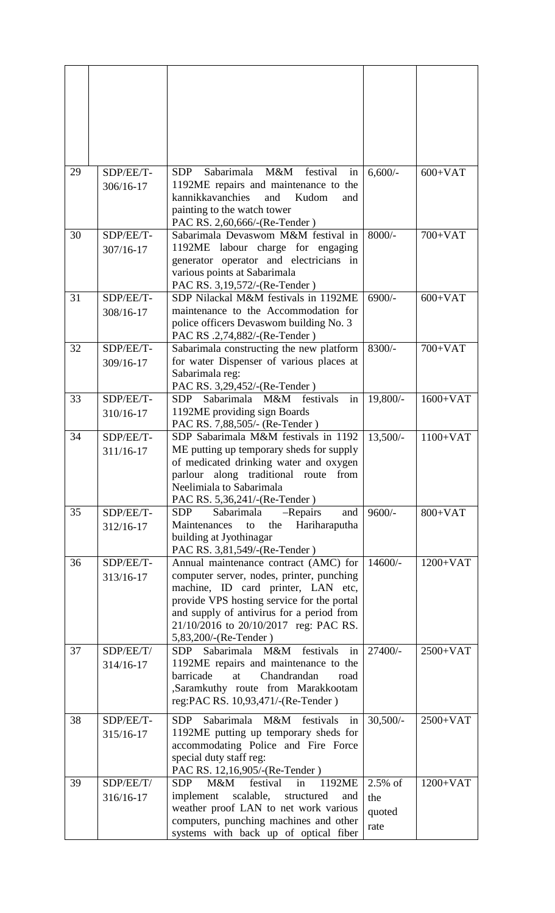| | | | | |
|---|---|---|---|---|
| | | | | |
| 29 | SDP/EE/T-306/16-17 | SDP Sabarimala M&M festival in 1192ME repairs and maintenance to the kannikkavanchies and Kudom and painting to the watch tower PAC RS. 2,60,666/-(Re-Tender ) | 6,600/- | 600+VAT |
| 30 | SDP/EE/T-307/16-17 | Sabarimala Devaswom M&M festival in 1192ME labour charge for engaging generator operator and electricians in various points at Sabarimala PAC RS. 3,19,572/-(Re-Tender ) | 8000/- | 700+VAT |
| 31 | SDP/EE/T-308/16-17 | SDP Nilackal M&M festivals in 1192ME maintenance to the Accommodation for police officers Devaswom building No. 3 PAC RS .2,74,882/-(Re-Tender ) | 6900/- | 600+VAT |
| 32 | SDP/EE/T-309/16-17 | Sabarimala constructing the new platform for water Dispenser of various places at Sabarimala reg: PAC RS. 3,29,452/-(Re-Tender ) | 8300/- | 700+VAT |
| 33 | SDP/EE/T-310/16-17 | SDP Sabarimala M&M festivals in 1192ME providing sign Boards PAC RS. 7,88,505/- (Re-Tender ) | 19,800/- | 1600+VAT |
| 34 | SDP/EE/T-311/16-17 | SDP Sabarimala M&M festivals in 1192 ME putting up temporary sheds for supply of medicated drinking water and oxygen parlour along traditional route from Neelimiala to Sabarimala PAC RS. 5,36,241/-(Re-Tender ) | 13,500/- | 1100+VAT |
| 35 | SDP/EE/T-312/16-17 | SDP Sabarimala –Repairs and Maintenances to the Hariharaputha building at Jyothinagar PAC RS. 3,81,549/-(Re-Tender ) | 9600/- | 800+VAT |
| 36 | SDP/EE/T-313/16-17 | Annual maintenance contract (AMC) for computer server, nodes, printer, punching machine, ID card printer, LAN etc, provide VPS hosting service for the portal and supply of antivirus for a period from 21/10/2016 to 20/10/2017 reg: PAC RS. 5,83,200/-(Re-Tender ) | 14600/- | 1200+VAT |
| 37 | SDP/EE/T/314/16-17 | SDP Sabarimala M&M festivals in 1192ME repairs and maintenance to the barricade at Chandrandan road ,Saramkuthy route from Marakkootam reg:PAC RS. 10,93,471/-(Re-Tender ) | 27400/- | 2500+VAT |
| 38 | SDP/EE/T-315/16-17 | SDP Sabarimala M&M festivals in 1192ME putting up temporary sheds for accommodating Police and Fire Force special duty staff reg: PAC RS. 12,16,905/-(Re-Tender ) | 30,500/- | 2500+VAT |
| 39 | SDP/EE/T/316/16-17 | SDP M&M festival in 1192ME implement scalable, structured and weather proof LAN to net work various computers, punching machines and other systems with back up of optical fiber | 2.5% of the quoted rate | 1200+VAT |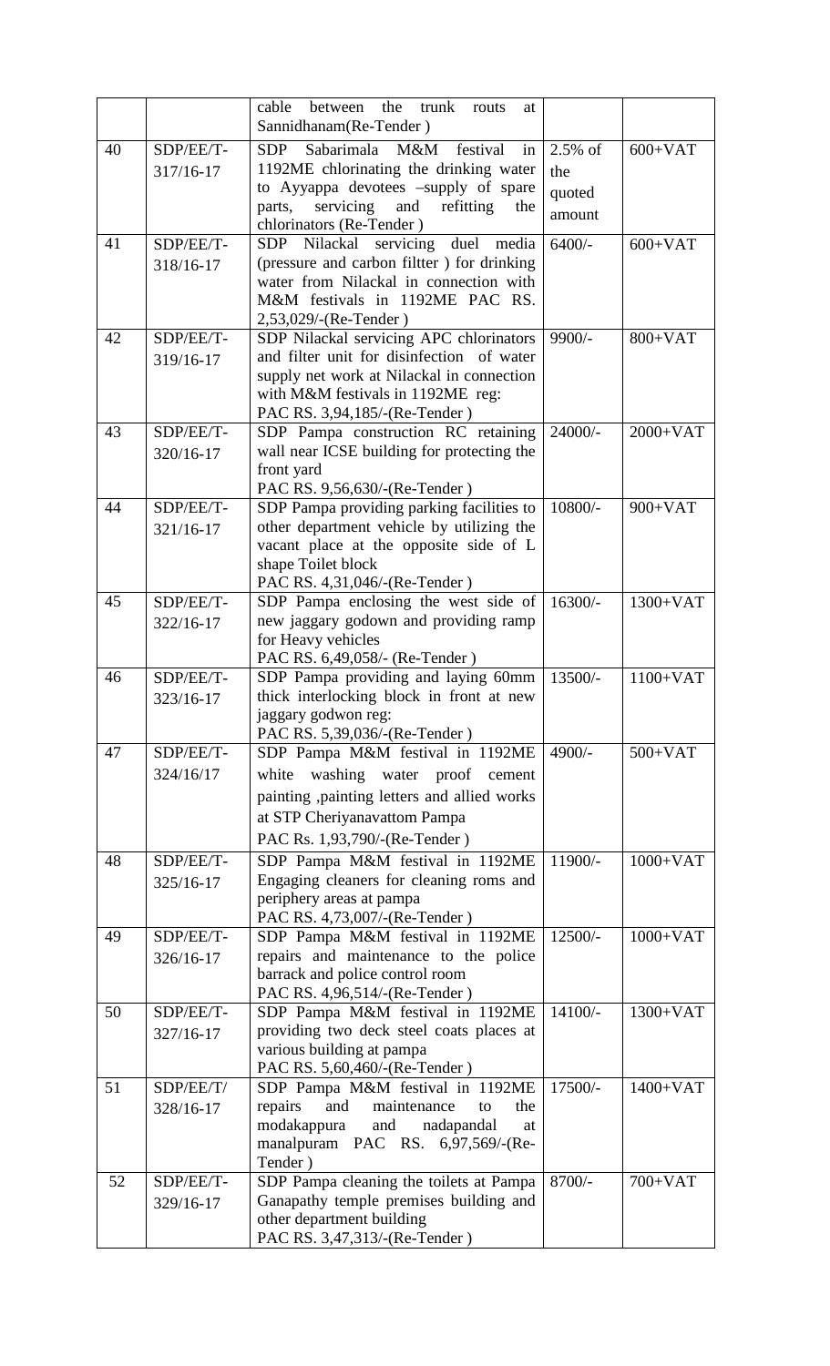| | | cable between the trunk routs at Sannidhanam(Re-Tender ) | | |
|---|---|---|---|---|
| 40 | SDP/EE/T-317/16-17 | SDP Sabarimala M&M festival in 1192ME chlorinating the drinking water to Ayyappa devotees –supply of spare parts, servicing and refitting the chlorinators (Re-Tender ) | 2.5% of the quoted amount | 600+VAT |
| 41 | SDP/EE/T-318/16-17 | SDP Nilackal servicing duel media (pressure and carbon filtter ) for drinking water from Nilackal in connection with M&M festivals in 1192ME PAC RS. 2,53,029/-(Re-Tender ) | 6400/- | 600+VAT |
| 42 | SDP/EE/T-319/16-17 | SDP Nilackal servicing APC chlorinators and filter unit for disinfection of water supply net work at Nilackal in connection with M&M festivals in 1192ME reg: PAC RS. 3,94,185/-(Re-Tender ) | 9900/- | 800+VAT |
| 43 | SDP/EE/T-320/16-17 | SDP Pampa construction RC retaining wall near ICSE building for protecting the front yard PAC RS. 9,56,630/-(Re-Tender ) | 24000/- | 2000+VAT |
| 44 | SDP/EE/T-321/16-17 | SDP Pampa providing parking facilities to other department vehicle by utilizing the vacant place at the opposite side of L shape Toilet block PAC RS. 4,31,046/-(Re-Tender ) | 10800/- | 900+VAT |
| 45 | SDP/EE/T-322/16-17 | SDP Pampa enclosing the west side of new jaggary godown and providing ramp for Heavy vehicles PAC RS. 6,49,058/- (Re-Tender ) | 16300/- | 1300+VAT |
| 46 | SDP/EE/T-323/16-17 | SDP Pampa providing and laying 60mm thick interlocking block in front at new jaggary godwon reg: PAC RS. 5,39,036/-(Re-Tender ) | 13500/- | 1100+VAT |
| 47 | SDP/EE/T-324/16/17 | SDP Pampa M&M festival in 1192ME white washing water proof cement painting ,painting letters and allied works at STP Cheriyanavattom Pampa PAC Rs. 1,93,790/-(Re-Tender ) | 4900/- | 500+VAT |
| 48 | SDP/EE/T-325/16-17 | SDP Pampa M&M festival in 1192ME Engaging cleaners for cleaning roms and periphery areas at pampa PAC RS. 4,73,007/-(Re-Tender ) | 11900/- | 1000+VAT |
| 49 | SDP/EE/T-326/16-17 | SDP Pampa M&M festival in 1192ME repairs and maintenance to the police barrack and police control room PAC RS. 4,96,514/-(Re-Tender ) | 12500/- | 1000+VAT |
| 50 | SDP/EE/T-327/16-17 | SDP Pampa M&M festival in 1192ME providing two deck steel coats places at various building at pampa PAC RS. 5,60,460/-(Re-Tender ) | 14100/- | 1300+VAT |
| 51 | SDP/EE/T/328/16-17 | SDP Pampa M&M festival in 1192ME repairs and maintenance to the modakappura and nadapandal at manalpuram PAC RS. 6,97,569/-(Re-Tender ) | 17500/- | 1400+VAT |
| 52 | SDP/EE/T-329/16-17 | SDP Pampa cleaning the toilets at Pampa Ganapathy temple premises building and other department building PAC RS. 3,47,313/-(Re-Tender ) | 8700/- | 700+VAT |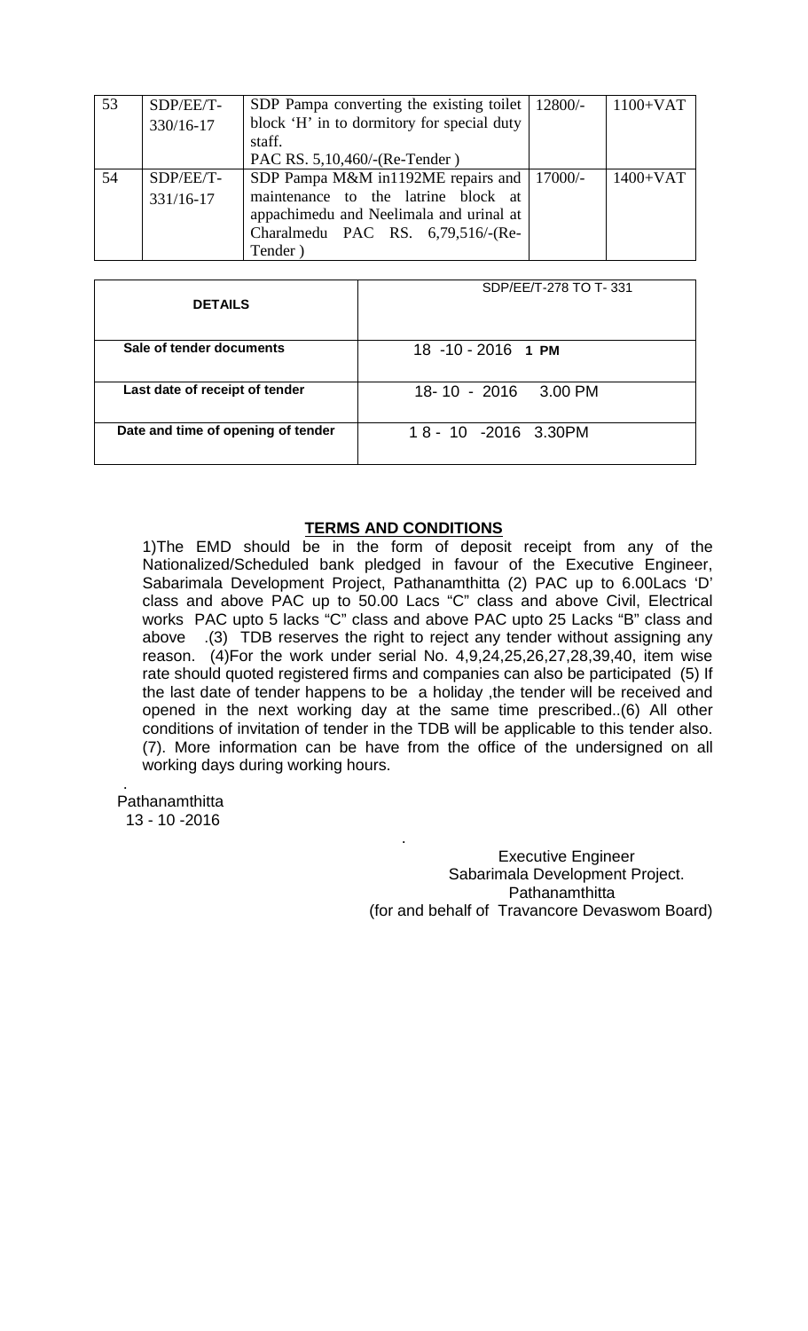| | | | | |
|---|---|---|---|---|
| 53 | SDP/EE/T-330/16-17 | SDP Pampa converting the existing toilet block 'H' in to dormitory for special duty staff. PAC RS. 5,10,460/-(Re-Tender ) | 12800/- | 1100+VAT |
| 54 | SDP/EE/T-331/16-17 | SDP Pampa M&M in1192ME repairs and maintenance to the latrine block at appachimedu and Neelimala and urinal at Charalmedu PAC RS. 6,79,516/-(Re-Tender ) | 17000/- | 1400+VAT |

| **DETAILS** | SDP/EE/T-278 TO T- 331 |
|---|---|
| **Sale of tender documents** | 18 -10 - 2016 **1 PM** |
| **Last date of receipt of tender** | 18- 10 - 2016 3.00 PM |
| **Date and time of opening of tender** | 1 8 - 10 -2016 3.30PM |

**TERMS AND CONDITIONS**

1)The EMD should be in the form of deposit receipt from any of the Nationalized/Scheduled bank pledged in favour of the Executive Engineer, Sabarimala Development Project, Pathanamthitta (2) PAC up to 6.00Lacs 'D' class and above PAC up to 50.00 Lacs "C" class and above Civil, Electrical works PAC upto 5 lacks "C" class and above PAC upto 25 Lacks "B" class and above .(3) TDB reserves the right to reject any tender without assigning any reason. (4)For the work under serial No. 4,9,24,25,26,27,28,39,40, item wise rate should quoted registered firms and companies can also be participated (5) If the last date of tender happens to be a holiday ,the tender will be received and opened in the next working day at the same time prescribed..(6) All other conditions of invitation of tender in the TDB will be applicable to this tender also. (7). More information can be have from the office of the undersigned on all working days during working hours.

Pathanamthitta
13 - 10 -2016

Executive Engineer
Sabarimala Development Project.
Pathanamthitta
(for and behalf of Travancore Devaswom Board)